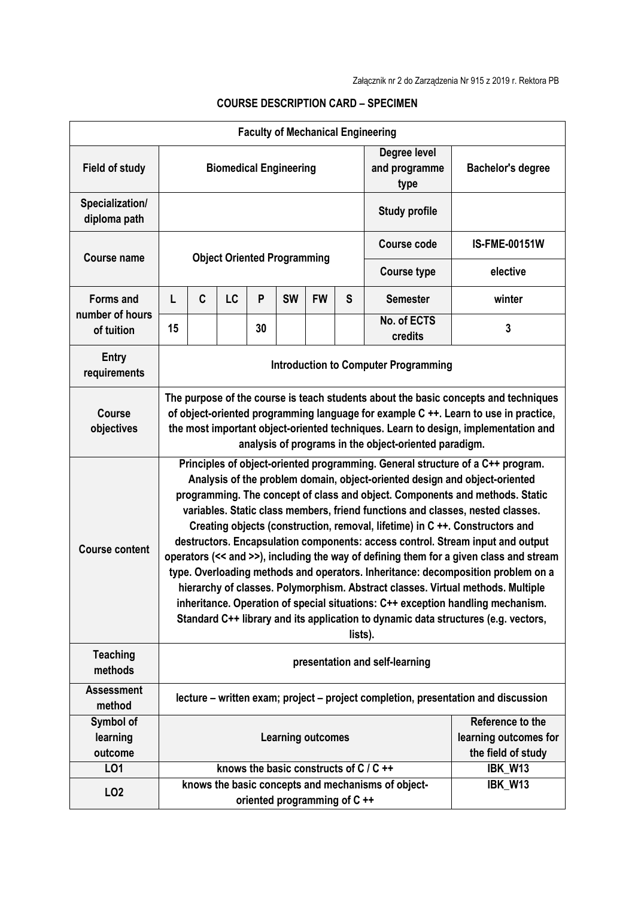Załącznik nr 2 do Zarządzenia Nr 915 z 2019 r. Rektora PB

## COURSE DESCRIPTION CARD – SPECIMEN

| **Faculty of Mechanical Engineering** | | | | | | | | | |
|---|---|---|---|---|---|---|---|---|---|
| **Field of study** | **Biomedical Engineering** | | | | | | | **Degree level and programme type** | **Bachelor's degree** |
| **Specialization/ diploma path** | | | | | | | | **Study profile** | |
| **Course name** | **Object Oriented Programming** | | | | | | | **Course code** | **IS-FME-00151W** |
| | | | | | | | | **Course type** | **elective** |
| **Forms and number of hours of tuition** | **L** | **C** | **LC** | **P** | **SW** | **FW** | **S** | **Semester** | **winter** |
| | **15** | | | **30** | | | | **No. of ECTS credits** | **3** |
| **Entry requirements** | **Introduction to Computer Programming** | | | | | | | | |
| **Course objectives** | **The purpose of the course is teach students about the basic concepts and techniques of object-oriented programming language for example C ++. Learn to use in practice, the most important object-oriented techniques. Learn to design, implementation and analysis of programs in the object-oriented paradigm.** | | | | | | | | |
| **Course content** | **Principles of object-oriented programming. General structure of a C++ program. Analysis of the problem domain, object-oriented design and object-oriented programming. The concept of class and object. Components and methods. Static variables. Static class members, friend functions and classes, nested classes. Creating objects (construction, removal, lifetime) in C ++. Constructors and destructors. Encapsulation components: access control. Stream input and output operators (<< and >>), including the way of defining them for a given class and stream type. Overloading methods and operators. Inheritance: decomposition problem on a hierarchy of classes. Polymorphism. Abstract classes. Virtual methods. Multiple inheritance. Operation of special situations: C++ exception handling mechanism. Standard C++ library and its application to dynamic data structures (e.g. vectors, lists).** | | | | | | | | |
| **Teaching methods** | **presentation and self-learning** | | | | | | | | |
| **Assessment method** | **lecture – written exam; project – project completion, presentation and discussion** | | | | | | | | |
| **Symbol of learning outcome** | **Learning outcomes** | | | | | | | | **Reference to the learning outcomes for the field of study** |
| **LO1** | **knows the basic constructs of C / C ++** | | | | | | | | **IBK_W13** |
| **LO2** | **knows the basic concepts and mechanisms of object-oriented programming of C ++** | | | | | | | | **IBK_W13** |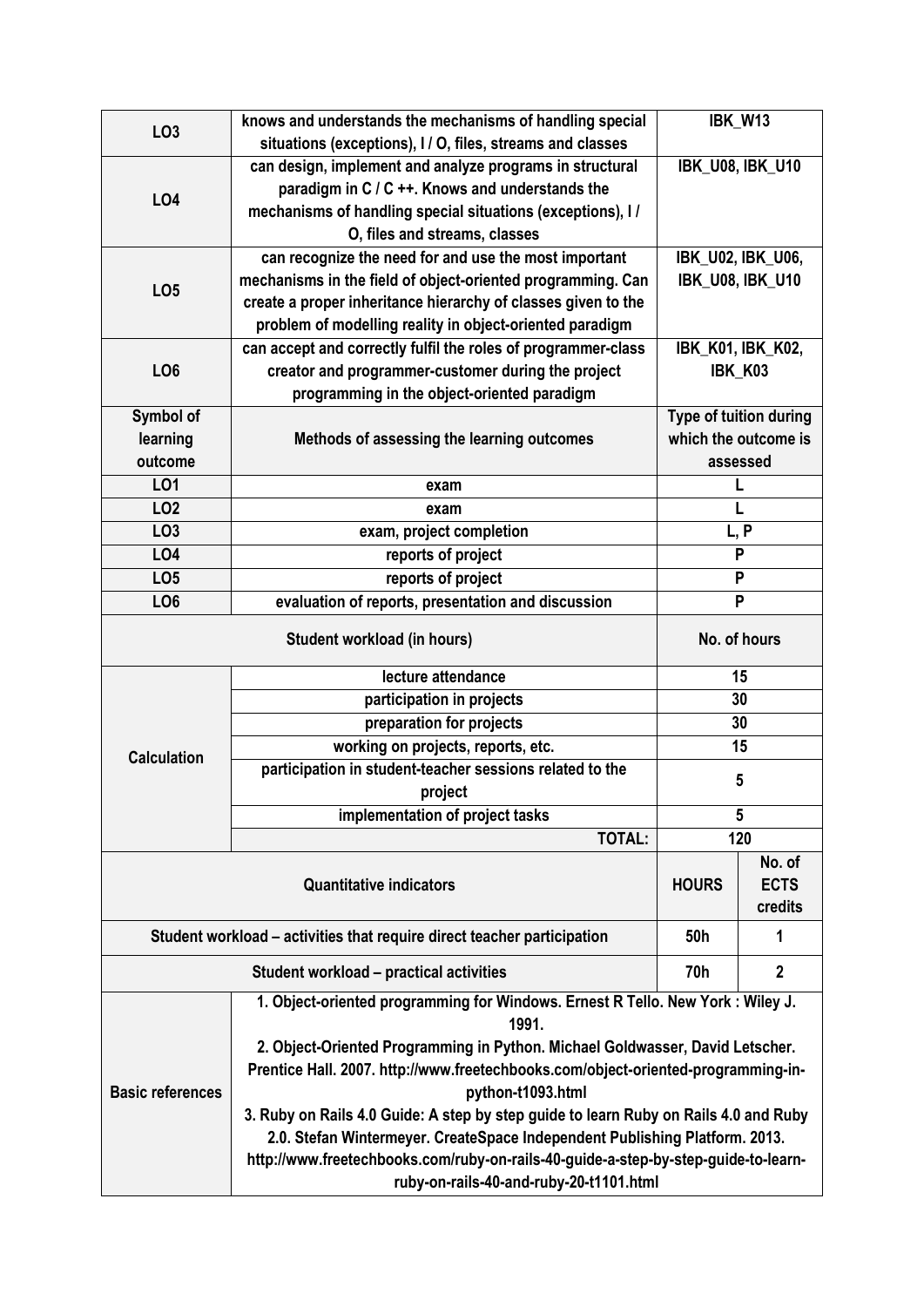| | | | |
|---|---|---|---|
| **LO3** | **knows and understands the mechanisms of handling special situations (exceptions), I / O, files, streams and classes** | **IBK_W13** | |
| **LO4** | **can design, implement and analyze programs in structural paradigm in C / C ++. Knows and understands the mechanisms of handling special situations (exceptions), I / O, files and streams, classes** | **IBK_U08, IBK_U10** | |
| **LO5** | **can recognize the need for and use the most important mechanisms in the field of object-oriented programming. Can create a proper inheritance hierarchy of classes given to the problem of modelling reality in object-oriented paradigm** | **IBK_U02, IBK_U06, IBK_U08, IBK_U10** | |
| **LO6** | **can accept and correctly fulfil the roles of programmer-class creator and programmer-customer during the project programming in the object-oriented paradigm** | **IBK_K01, IBK_K02, IBK_K03** | |
| **Symbol of learning outcome** | **Methods of assessing the learning outcomes** | **Type of tuition during which the outcome is assessed** | |
| **LO1** | **exam** | **L** | |
| **LO2** | **exam** | **L** | |
| **LO3** | **exam, project completion** | **L, P** | |
| **LO4** | **reports of project** | **P** | |
| **LO5** | **reports of project** | **P** | |
| **LO6** | **evaluation of reports, presentation and discussion** | **P** | |
| **Student workload (in hours)** | | **No. of hours** | |
| **Calculation** | **lecture attendance** | **15** | |
| | **participation in projects** | **30** | |
| | **preparation for projects** | **30** | |
| | **working on projects, reports, etc.** | **15** | |
| | **participation in student-teacher sessions related to the project** | **5** | |
| | **implementation of project tasks** | **5** | |
| | **TOTAL:** | **120** | |
| **Quantitative indicators** | | **HOURS** | **No. of ECTS credits** |
| **Student workload – activities that require direct teacher participation** | | **50h** | **1** |
| **Student workload – practical activities** | | **70h** | **2** |
| **Basic references** | **1. Object-oriented programming for Windows. Ernest R Tello. New York : Wiley J. 1991.**<br>**2. Object-Oriented Programming in Python. Michael Goldwasser, David Letscher. Prentice Hall. 2007. http://www.freetechbooks.com/object-oriented-programming-in-python-t1093.html**<br>**3. Ruby on Rails 4.0 Guide: A step by step guide to learn Ruby on Rails 4.0 and Ruby 2.0. Stefan Wintermeyer. CreateSpace Independent Publishing Platform. 2013. http://www.freetechbooks.com/ruby-on-rails-40-guide-a-step-by-step-guide-to-learn-ruby-on-rails-40-and-ruby-20-t1101.html** | | |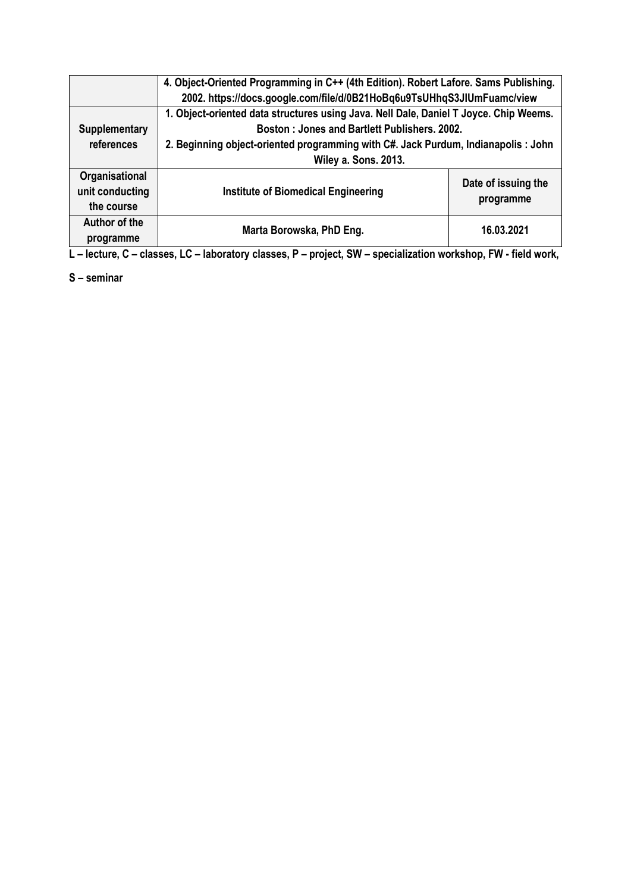| | | |
|---|---|---|
| | 4. Object-Oriented Programming in C++ (4th Edition). Robert Lafore. Sams Publishing. 2002. https://docs.google.com/file/d/0B21HoBq6u9TsUHhqS3JlUmFuamc/view | |
| **Supplementary references** | 1. Object-oriented data structures using Java. Nell Dale, Daniel T Joyce. Chip Weems. Boston : Jones and Bartlett Publishers. 2002.<br>2. Beginning object-oriented programming with C#. Jack Purdum, Indianapolis : John Wiley a. Sons. 2013. | |
| **Organisational unit conducting the course** | **Institute of Biomedical Engineering** | **Date of issuing the programme** |
| **Author of the programme** | **Marta Borowska, PhD Eng.** | **16.03.2021** |

**L – lecture, C – classes, LC – laboratory classes, P – project, SW – specialization workshop, FW - field work, S – seminar**